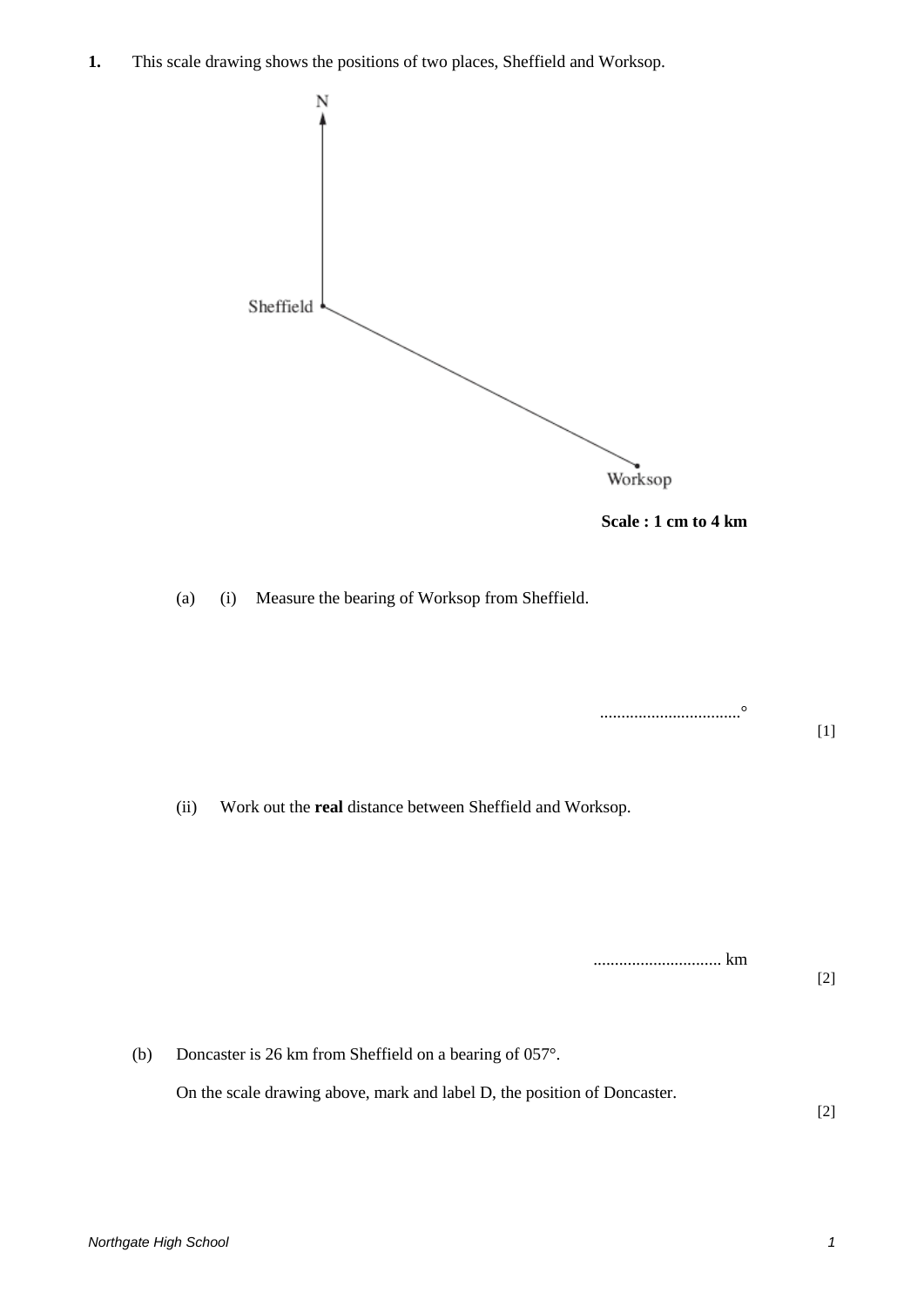**1.** This scale drawing shows the positions of two places, Sheffield and Worksop.

N

Sheffield

Worksop

**Scale : 1 cm to 4 km**

(a) (i) Measure the bearing of Worksop from Sheffield.

................................°

[1]

(ii) Work out the **real** distance between Sheffield and Worksop.

.............................. km

[2]

(b) Doncaster is 26 km from Sheffield on a bearing of 057°.

On the scale drawing above, mark and label D, the position of Doncaster.

[2]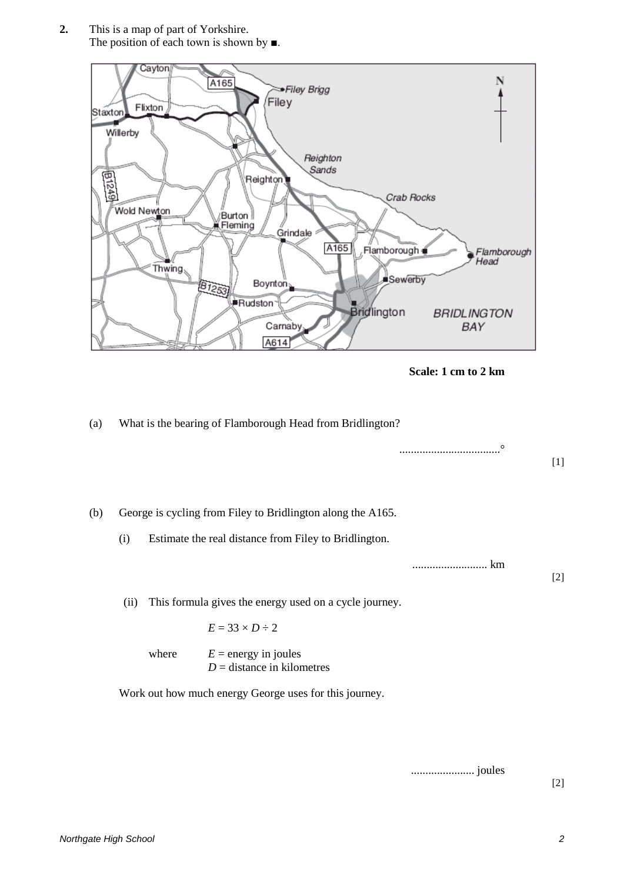**2.** This is a map of part of Yorkshire.
The position of each town is shown by ■.

**Scale: 1 cm to 2 km**

(a) What is the bearing of Flamborough Head from Bridlington?

..................................°

[1]

(b) George is cycling from Filey to Bridlington along the A165.

(i) Estimate the real distance from Filey to Bridlington.

.......................... km

[2]

(ii) This formula gives the energy used on a cycle journey.

$E = 33 \times D \div 2$

where $E$ = energy in joules
$D$ = distance in kilometres

Work out how much energy George uses for this journey.

...................... joules

[2]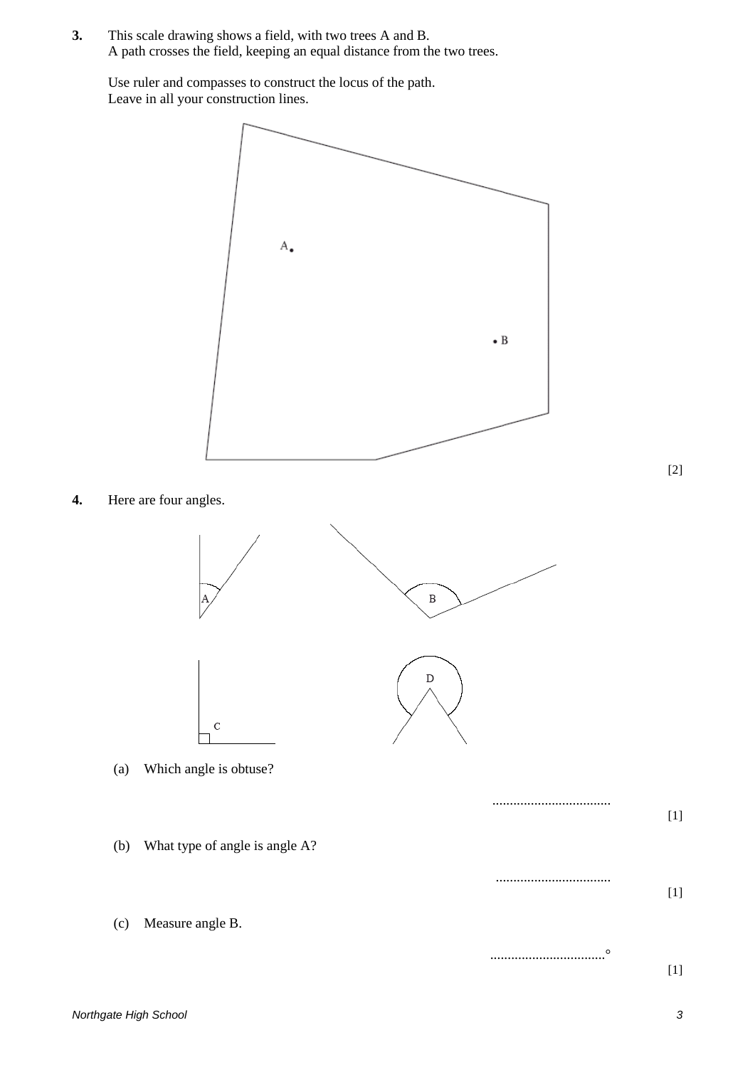**3.** This scale drawing shows a field, with two trees A and B.
A path crosses the field, keeping an equal distance from the two trees.

Use ruler and compasses to construct the locus of the path.
Leave in all your construction lines.

[2]

**4.** Here are four angles.

(a) Which angle is obtuse?

..................................

[1]

(b) What type of angle is angle A?

..................................

[1]

(c) Measure angle B.

..................................°

[1]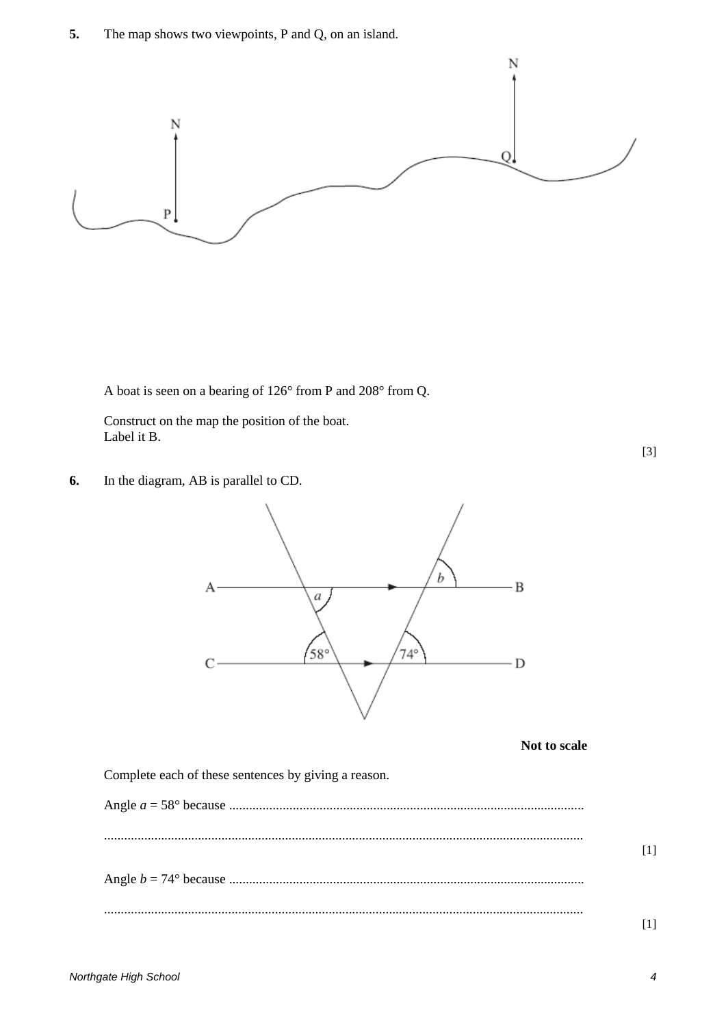**5.** The map shows two viewpoints, P and Q, on an island.

A boat is seen on a bearing of 126° from P and 208° from Q.

Construct on the map the position of the boat.
Label it B.

[3]

**6.** In the diagram, AB is parallel to CD.

**Not to scale**

Complete each of these sentences by giving a reason.

Angle $a$ = 58° because ..........................................................................................................

..........................................................................................................................................

[1]

Angle $b$ = 74° because ..........................................................................................................

..........................................................................................................................................

[1]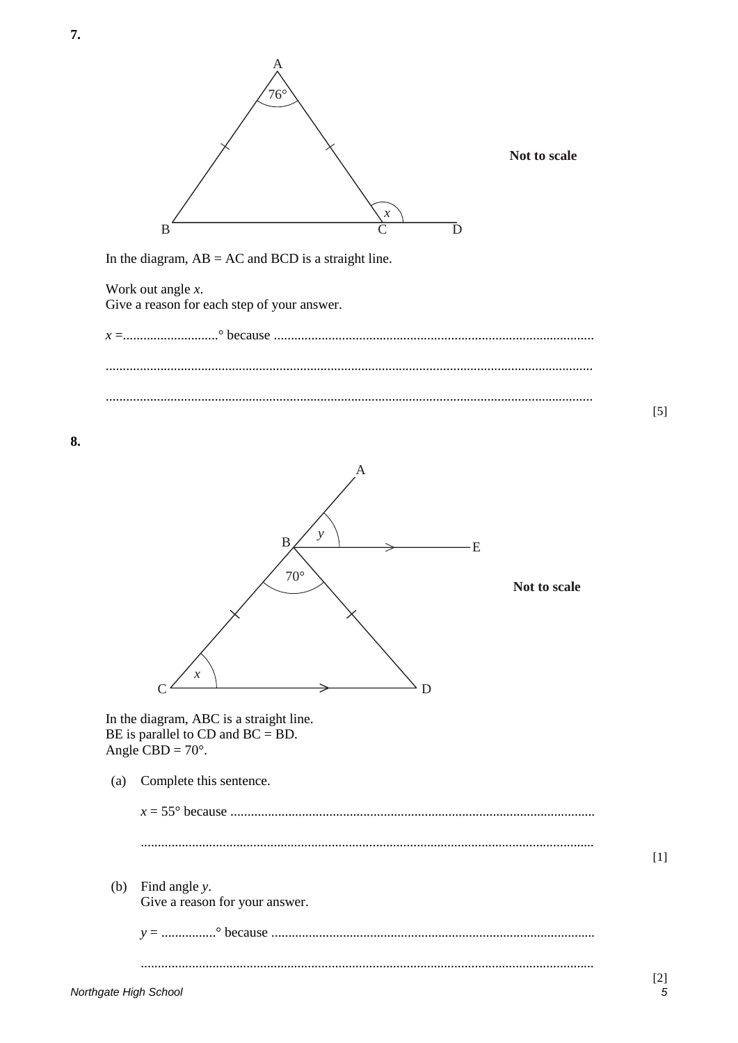**7.**

**Not to scale**

In the diagram, AB = AC and BCD is a straight line.

Work out angle $x$.
Give a reason for each step of your answer.

$x$ =............................° because .............................................................................................

.............................................................................................................................................

.............................................................................................................................................

[5]

**8.**

**Not to scale**

In the diagram, ABC is a straight line.
BE is parallel to CD and BC = BD.
Angle CBD = 70°.

(a) Complete this sentence.

$x$ = 55° because ..........................................................................................................

...................................................................................................................................

[1]

(b) Find angle $y$.
Give a reason for your answer.

$y$ = ................° because ..............................................................................................

...................................................................................................................................

[2]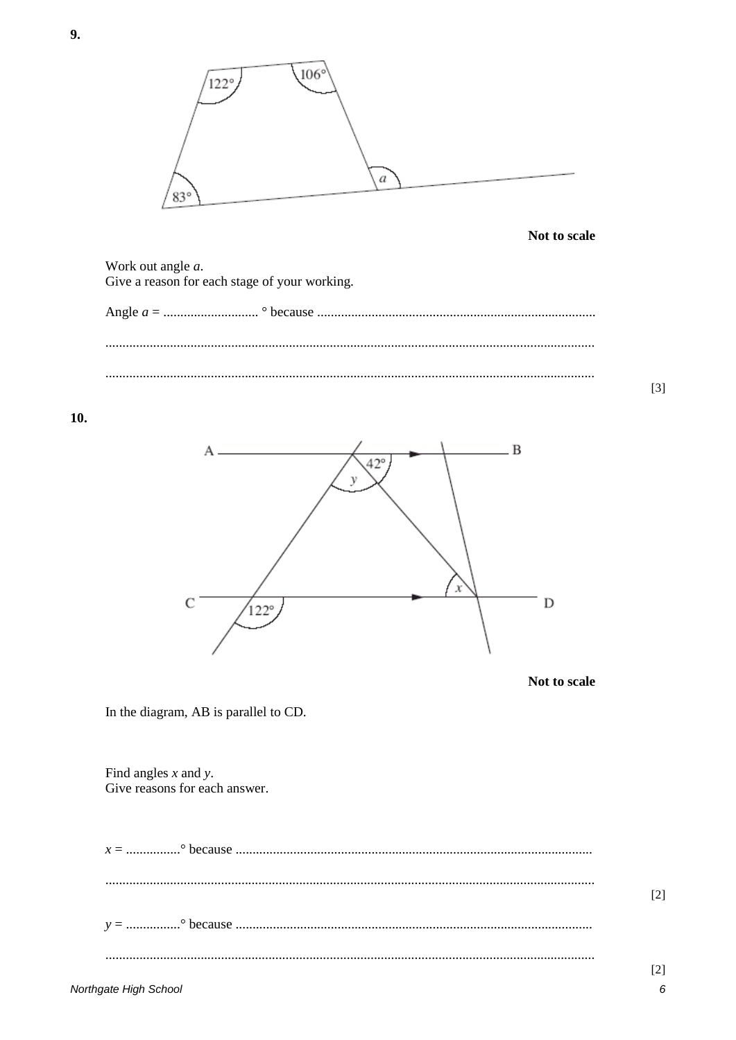**9.**

Not to scale

Work out angle $a$.
Give a reason for each stage of your working.

Angle $a$ = ............................ ° because ..................................................................................

..............................................................................................................................................

.............................................................................................................................................. [3]

**10.**

Not to scale

In the diagram, AB is parallel to CD.

Find angles $x$ and $y$.
Give reasons for each answer.

$x$ = ................° because ........................................................................................................

.............................................................................................................................................. [2]

$y$ = ................° because ........................................................................................................

.............................................................................................................................................. [2]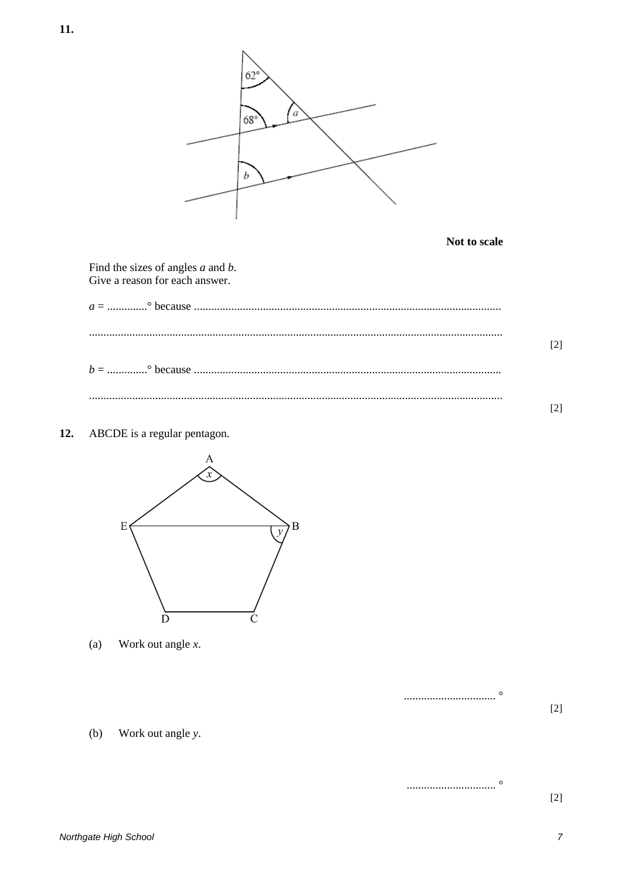**11.**

**Not to scale**

Find the sizes of angles $a$ and $b$.
Give a reason for each answer.

$a$ = .............° because ..........................................................................................................

.............................................................................................................................................. [2]

$b$ = .............° because ..........................................................................................................

.............................................................................................................................................. [2]

**12.** ABCDE is a regular pentagon.

(a) Work out angle $x$.

................................ ° [2]

(b) Work out angle $y$.

............................... ° [2]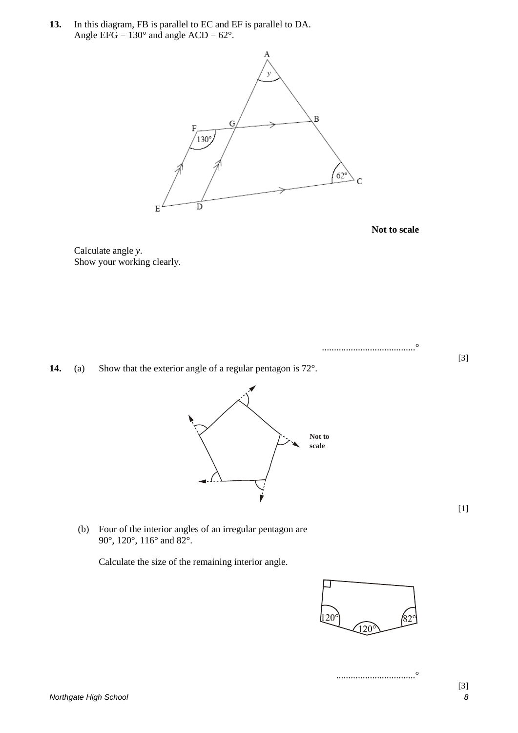**13.** In this diagram, FB is parallel to EC and EF is parallel to DA.
Angle EFG = 130° and angle ACD = 62°.

A

$y$

F G B

130°

62° C

E D

**Not to scale**

Calculate angle $y$.
Show your working clearly.

.......................................°

[3]

**14.** (a) Show that the exterior angle of a regular pentagon is 72°.

**Not to scale**

[1]

(b) Four of the interior angles of an irregular pentagon are 90°, 120°, 116° and 82°.

Calculate the size of the remaining interior angle.

120° 120° 82°

.................................°

[3]

*Northgate High School*